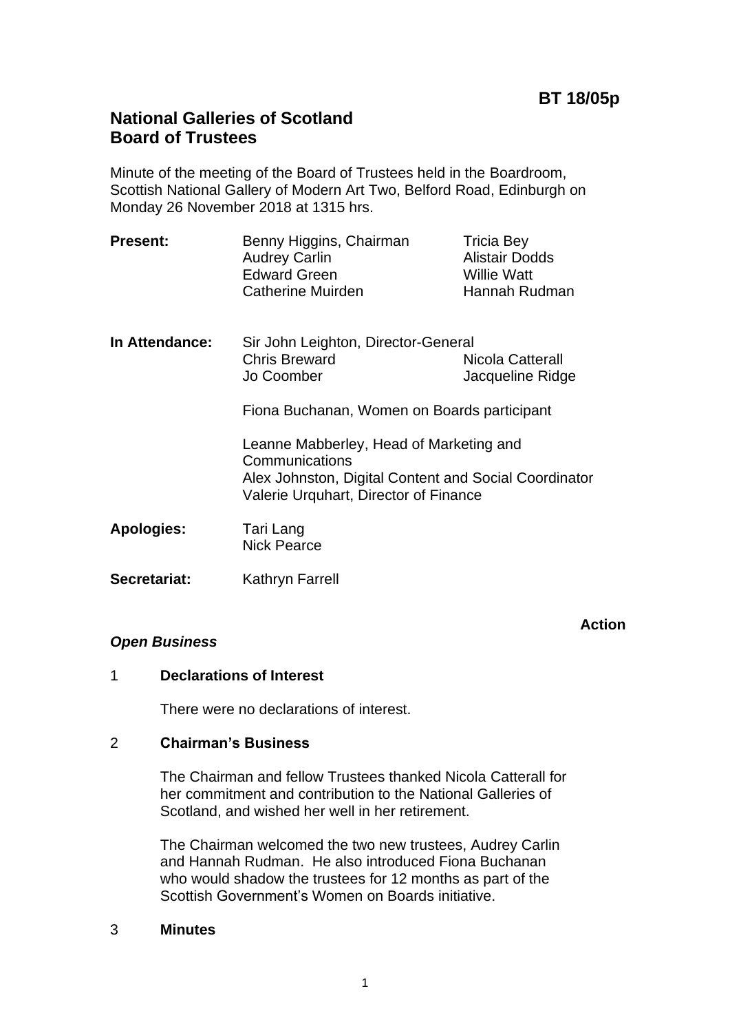**BT 18/05p**

# National Galleries of Scotland
# Board of Trustees

Minute of the meeting of the Board of Trustees held in the Boardroom, Scottish National Gallery of Modern Art Two, Belford Road, Edinburgh on Monday 26 November 2018 at 1315 hrs.

**Present:** Benny Higgins, Chairman; Audrey Carlin; Edward Green; Catherine Muirden; Tricia Bey; Alistair Dodds; Willie Watt; Hannah Rudman

**In Attendance:** Sir John Leighton, Director-General; Chris Breward; Jo Coomber; Nicola Catterall; Jacqueline Ridge

Fiona Buchanan, Women on Boards participant

Leanne Mabberley, Head of Marketing and Communications
Alex Johnston, Digital Content and Social Coordinator
Valerie Urquhart, Director of Finance

**Apologies:** Tari Lang; Nick Pearce

**Secretariat:** Kathryn Farrell

**Action**

***Open Business***

1 **Declarations of Interest**

There were no declarations of interest.

2 **Chairman's Business**

The Chairman and fellow Trustees thanked Nicola Catterall for her commitment and contribution to the National Galleries of Scotland, and wished her well in her retirement.

The Chairman welcomed the two new trustees, Audrey Carlin and Hannah Rudman. He also introduced Fiona Buchanan who would shadow the trustees for 12 months as part of the Scottish Government's Women on Boards initiative.

3 **Minutes**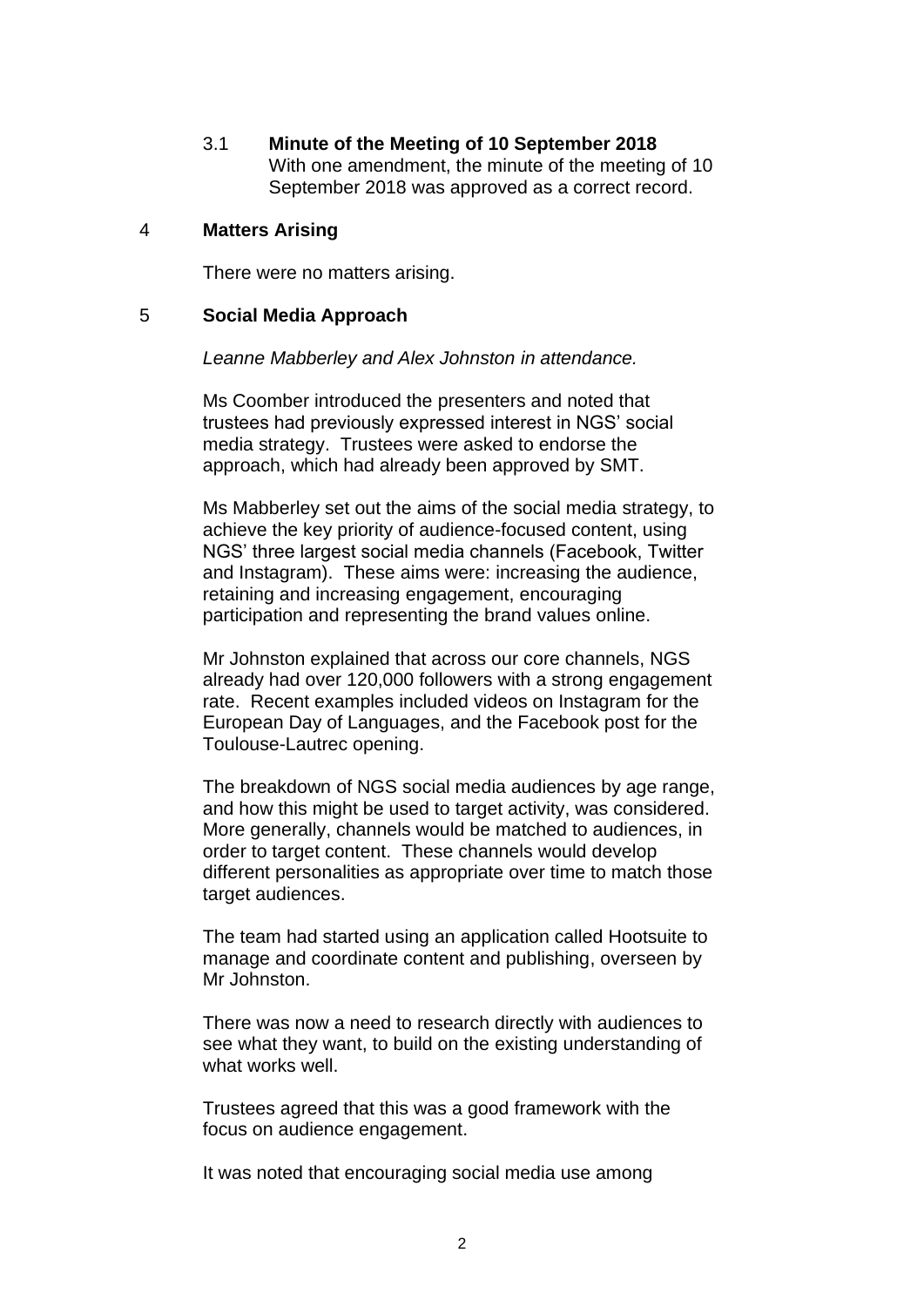3.1 **Minute of the Meeting of 10 September 2018**
With one amendment, the minute of the meeting of 10 September 2018 was approved as a correct record.

4 **Matters Arising**

There were no matters arising.

5 **Social Media Approach**

*Leanne Mabberley and Alex Johnston in attendance.*

Ms Coomber introduced the presenters and noted that trustees had previously expressed interest in NGS' social media strategy. Trustees were asked to endorse the approach, which had already been approved by SMT.

Ms Mabberley set out the aims of the social media strategy, to achieve the key priority of audience-focused content, using NGS' three largest social media channels (Facebook, Twitter and Instagram). These aims were: increasing the audience, retaining and increasing engagement, encouraging participation and representing the brand values online.

Mr Johnston explained that across our core channels, NGS already had over 120,000 followers with a strong engagement rate. Recent examples included videos on Instagram for the European Day of Languages, and the Facebook post for the Toulouse-Lautrec opening.

The breakdown of NGS social media audiences by age range, and how this might be used to target activity, was considered. More generally, channels would be matched to audiences, in order to target content. These channels would develop different personalities as appropriate over time to match those target audiences.

The team had started using an application called Hootsuite to manage and coordinate content and publishing, overseen by Mr Johnston.

There was now a need to research directly with audiences to see what they want, to build on the existing understanding of what works well.

Trustees agreed that this was a good framework with the focus on audience engagement.

It was noted that encouraging social media use among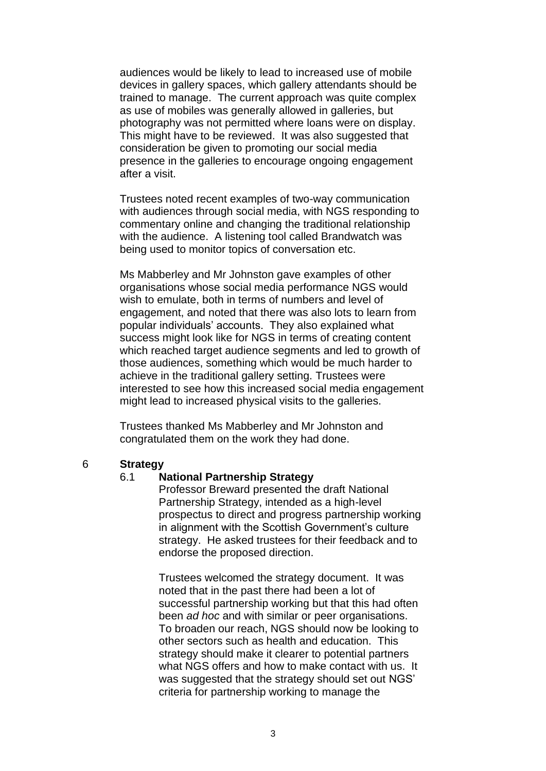audiences would be likely to lead to increased use of mobile devices in gallery spaces, which gallery attendants should be trained to manage. The current approach was quite complex as use of mobiles was generally allowed in galleries, but photography was not permitted where loans were on display. This might have to be reviewed. It was also suggested that consideration be given to promoting our social media presence in the galleries to encourage ongoing engagement after a visit.

Trustees noted recent examples of two-way communication with audiences through social media, with NGS responding to commentary online and changing the traditional relationship with the audience. A listening tool called Brandwatch was being used to monitor topics of conversation etc.

Ms Mabberley and Mr Johnston gave examples of other organisations whose social media performance NGS would wish to emulate, both in terms of numbers and level of engagement, and noted that there was also lots to learn from popular individuals' accounts. They also explained what success might look like for NGS in terms of creating content which reached target audience segments and led to growth of those audiences, something which would be much harder to achieve in the traditional gallery setting. Trustees were interested to see how this increased social media engagement might lead to increased physical visits to the galleries.

Trustees thanked Ms Mabberley and Mr Johnston and congratulated them on the work they had done.

## 6 Strategy

### 6.1 National Partnership Strategy

Professor Breward presented the draft National Partnership Strategy, intended as a high-level prospectus to direct and progress partnership working in alignment with the Scottish Government's culture strategy. He asked trustees for their feedback and to endorse the proposed direction.

Trustees welcomed the strategy document. It was noted that in the past there had been a lot of successful partnership working but that this had often been *ad hoc* and with similar or peer organisations. To broaden our reach, NGS should now be looking to other sectors such as health and education. This strategy should make it clearer to potential partners what NGS offers and how to make contact with us. It was suggested that the strategy should set out NGS' criteria for partnership working to manage the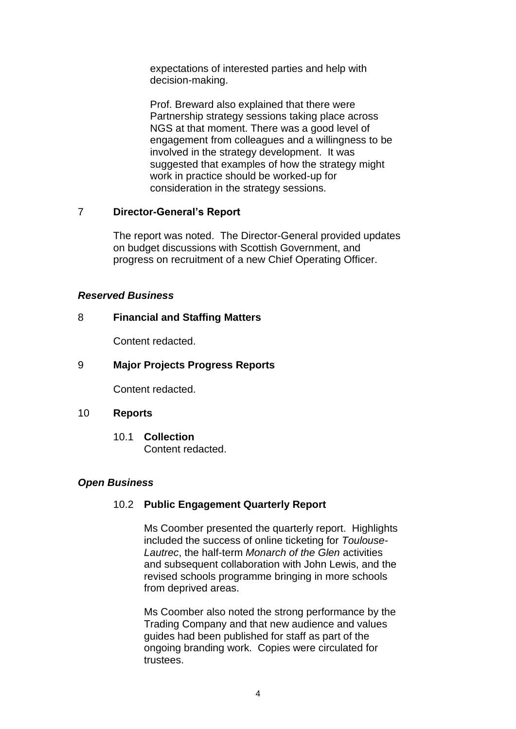expectations of interested parties and help with decision-making.

Prof. Breward also explained that there were Partnership strategy sessions taking place across NGS at that moment. There was a good level of engagement from colleagues and a willingness to be involved in the strategy development. It was suggested that examples of how the strategy might work in practice should be worked-up for consideration in the strategy sessions.

## 7 Director-General's Report

The report was noted. The Director-General provided updates on budget discussions with Scottish Government, and progress on recruitment of a new Chief Operating Officer.

***Reserved Business***

## 8 Financial and Staffing Matters

Content redacted.

## 9 Major Projects Progress Reports

Content redacted.

## 10 Reports

### 10.1 Collection

Content redacted.

***Open Business***

### 10.2 Public Engagement Quarterly Report

Ms Coomber presented the quarterly report. Highlights included the success of online ticketing for *Toulouse-Lautrec*, the half-term *Monarch of the Glen* activities and subsequent collaboration with John Lewis, and the revised schools programme bringing in more schools from deprived areas.

Ms Coomber also noted the strong performance by the Trading Company and that new audience and values guides had been published for staff as part of the ongoing branding work. Copies were circulated for trustees.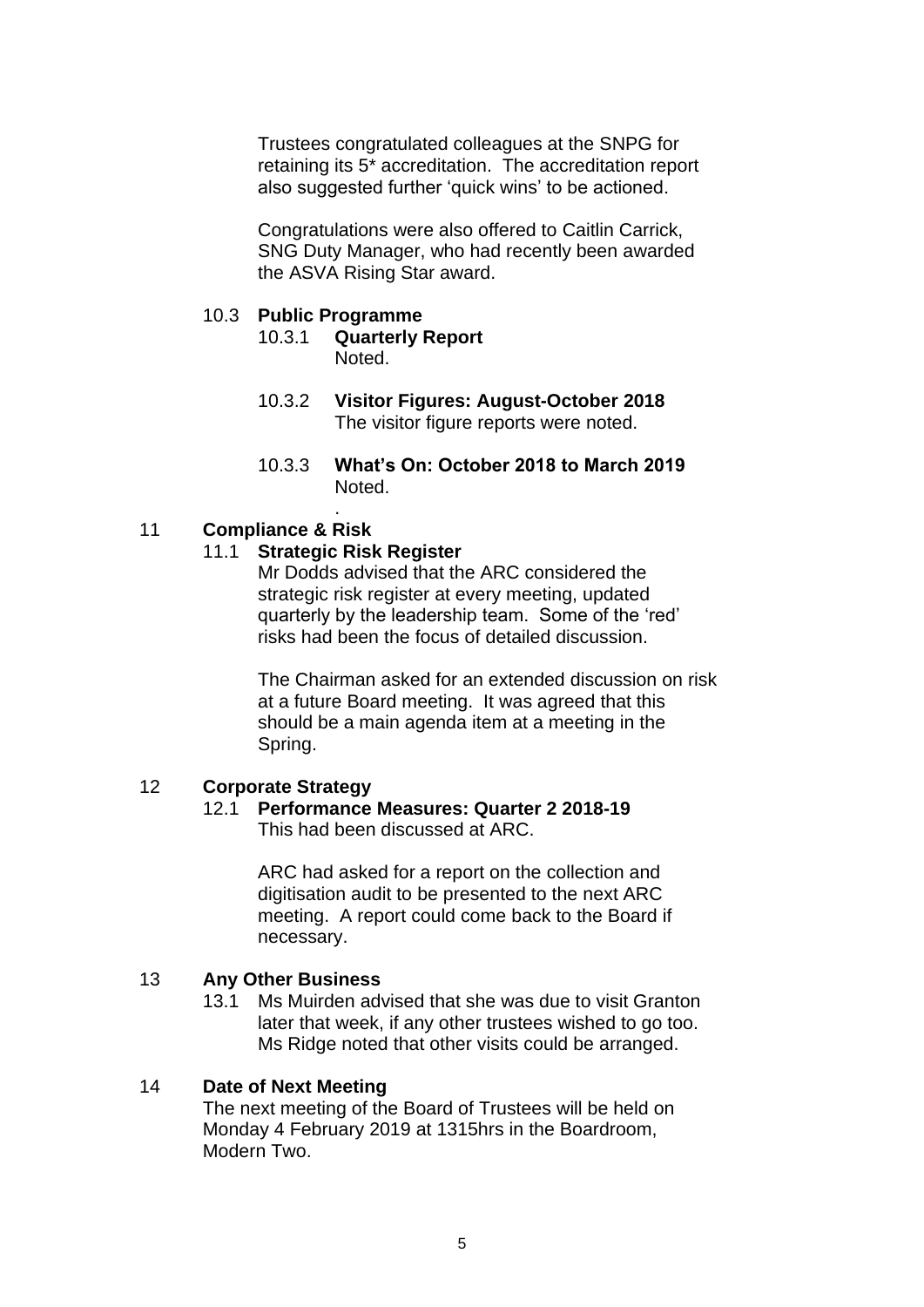Trustees congratulated colleagues at the SNPG for retaining its 5* accreditation. The accreditation report also suggested further 'quick wins' to be actioned.

Congratulations were also offered to Caitlin Carrick, SNG Duty Manager, who had recently been awarded the ASVA Rising Star award.

10.3 **Public Programme**

10.3.1 **Quarterly Report**
Noted.

10.3.2 **Visitor Figures: August-October 2018**
The visitor figure reports were noted.

10.3.3 **What's On: October 2018 to March 2019**
Noted.

11 **Compliance & Risk**

11.1 **Strategic Risk Register**
Mr Dodds advised that the ARC considered the strategic risk register at every meeting, updated quarterly by the leadership team. Some of the 'red' risks had been the focus of detailed discussion.

The Chairman asked for an extended discussion on risk at a future Board meeting. It was agreed that this should be a main agenda item at a meeting in the Spring.

12 **Corporate Strategy**

12.1 **Performance Measures: Quarter 2 2018-19**
This had been discussed at ARC.

ARC had asked for a report on the collection and digitisation audit to be presented to the next ARC meeting. A report could come back to the Board if necessary.

13 **Any Other Business**

13.1 Ms Muirden advised that she was due to visit Granton later that week, if any other trustees wished to go too. Ms Ridge noted that other visits could be arranged.

14 **Date of Next Meeting**

The next meeting of the Board of Trustees will be held on Monday 4 February 2019 at 1315hrs in the Boardroom, Modern Two.